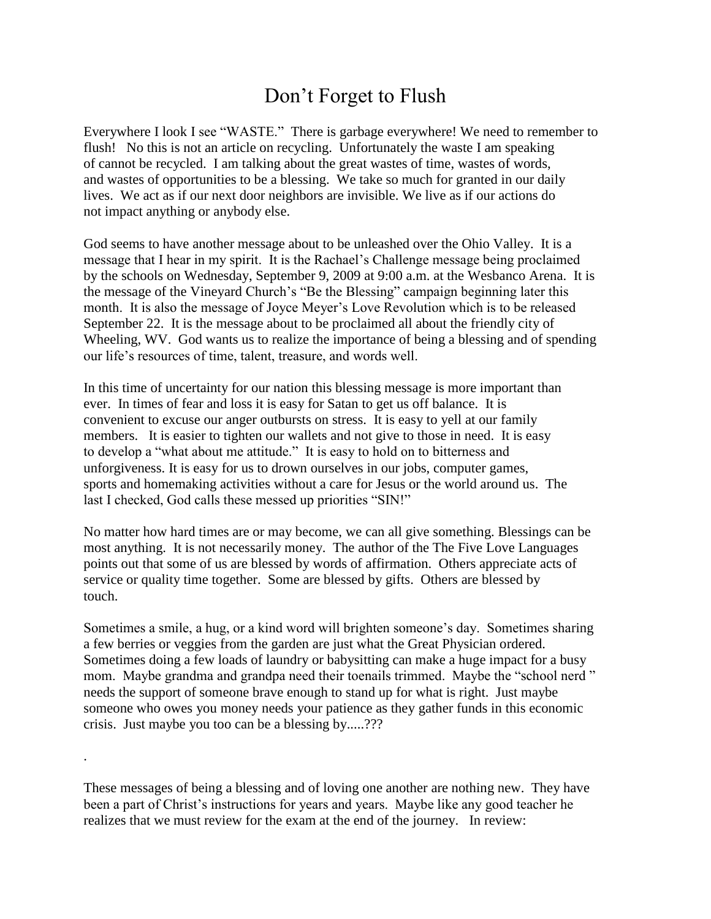# Don't Forget to Flush

Everywhere I look I see "WASTE." There is garbage everywhere! We need to remember to flush! No this is not an article on recycling. Unfortunately the waste I am speaking of cannot be recycled. I am talking about the great wastes of time, wastes of words, and wastes of opportunities to be a blessing. We take so much for granted in our daily lives. We act as if our next door neighbors are invisible. We live as if our actions do not impact anything or anybody else.

God seems to have another message about to be unleashed over the Ohio Valley. It is a message that I hear in my spirit. It is the Rachael's Challenge message being proclaimed by the schools on Wednesday, September 9, 2009 at 9:00 a.m. at the Wesbanco Arena. It is the message of the Vineyard Church's "Be the Blessing" campaign beginning later this month. It is also the message of Joyce Meyer's Love Revolution which is to be released September 22. It is the message about to be proclaimed all about the friendly city of Wheeling, WV. God wants us to realize the importance of being a blessing and of spending our life's resources of time, talent, treasure, and words well.

In this time of uncertainty for our nation this blessing message is more important than ever. In times of fear and loss it is easy for Satan to get us off balance. It is convenient to excuse our anger outbursts on stress. It is easy to yell at our family members. It is easier to tighten our wallets and not give to those in need. It is easy to develop a "what about me attitude." It is easy to hold on to bitterness and unforgiveness. It is easy for us to drown ourselves in our jobs, computer games, sports and homemaking activities without a care for Jesus or the world around us. The last I checked, God calls these messed up priorities "SIN!"

No matter how hard times are or may become, we can all give something. Blessings can be most anything. It is not necessarily money. The author of the The Five Love Languages points out that some of us are blessed by words of affirmation. Others appreciate acts of service or quality time together. Some are blessed by gifts. Others are blessed by touch.

Sometimes a smile, a hug, or a kind word will brighten someone's day. Sometimes sharing a few berries or veggies from the garden are just what the Great Physician ordered. Sometimes doing a few loads of laundry or babysitting can make a huge impact for a busy mom. Maybe grandma and grandpa need their toenails trimmed. Maybe the "school nerd " needs the support of someone brave enough to stand up for what is right. Just maybe someone who owes you money needs your patience as they gather funds in this economic crisis. Just maybe you too can be a blessing by.....???

.

These messages of being a blessing and of loving one another are nothing new. They have been a part of Christ's instructions for years and years. Maybe like any good teacher he realizes that we must review for the exam at the end of the journey. In review: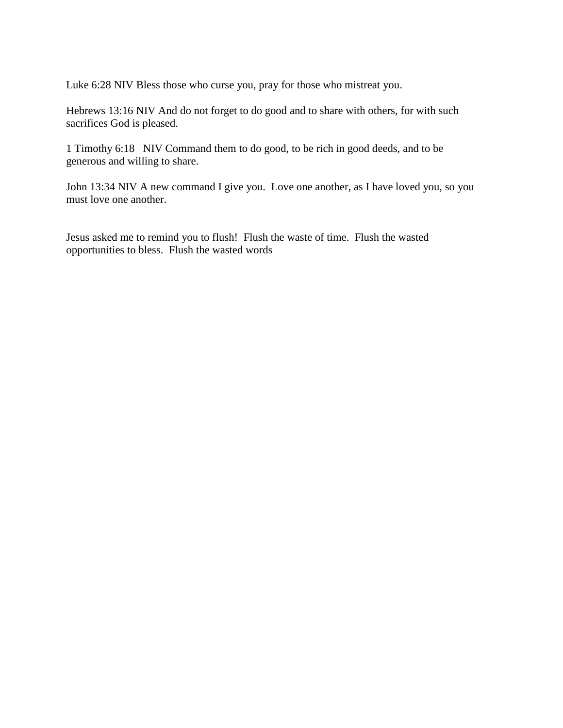Luke 6:28 NIV Bless those who curse you, pray for those who mistreat you.

Hebrews 13:16 NIV And do not forget to do good and to share with others, for with such sacrifices God is pleased.

1 Timothy 6:18 NIV Command them to do good, to be rich in good deeds, and to be generous and willing to share.

John 13:34 NIV A new command I give you. Love one another, as I have loved you, so you must love one another.

Jesus asked me to remind you to flush! Flush the waste of time. Flush the wasted opportunities to bless. Flush the wasted words